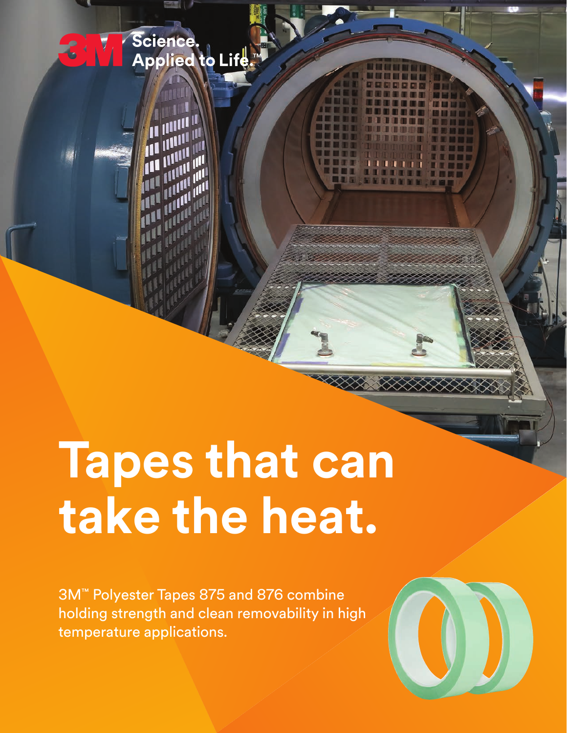3M Science. Applied to Life.™

# Tapes that can take the heat.

3M™ Polyester Tapes 875 and 876 combine holding strength and clean removability in high temperature applications.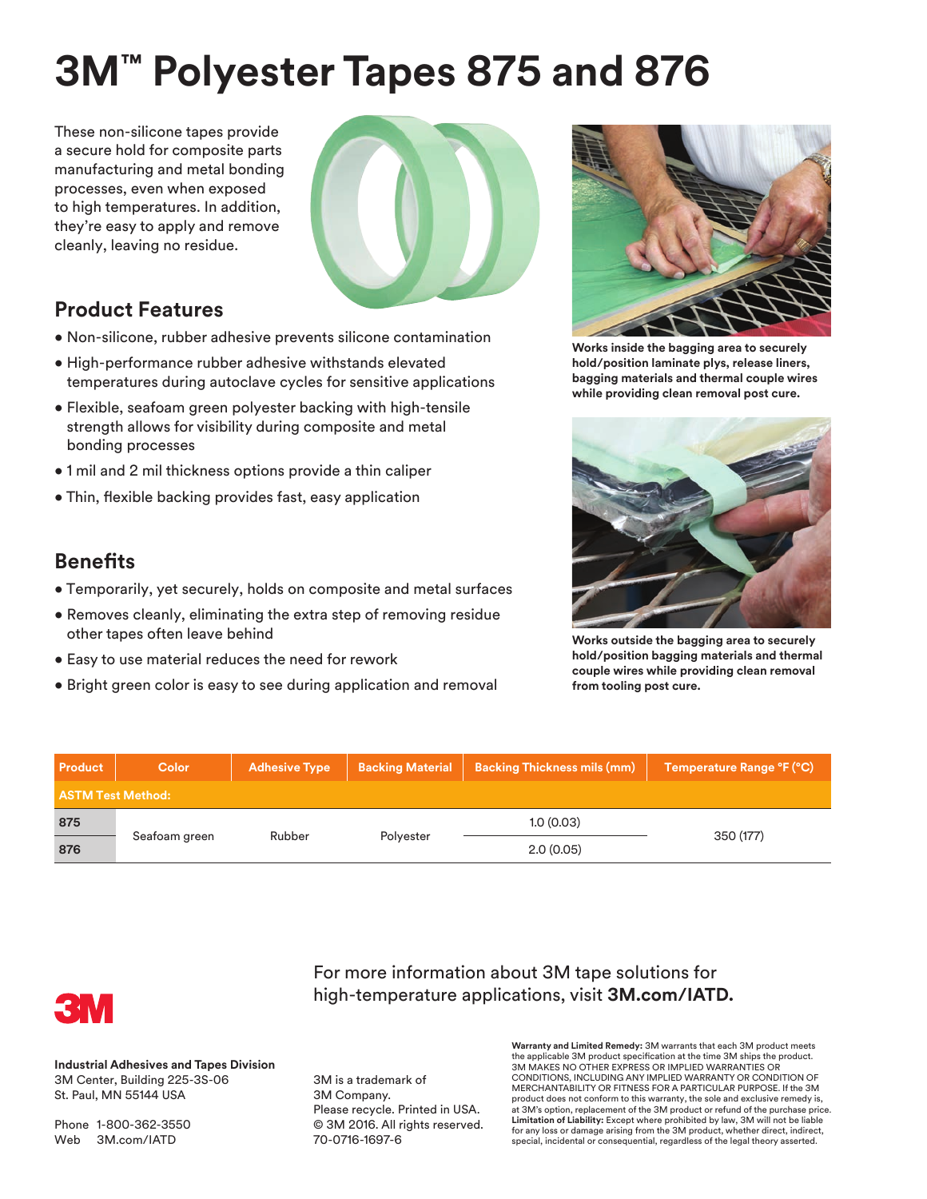# 3M™ Polyester Tapes 875 and 876

These non-silicone tapes provide a secure hold for composite parts manufacturing and metal bonding processes, even when exposed to high temperatures. In addition, they're easy to apply and remove cleanly, leaving no residue.

## Product Features

- Non-silicone, rubber adhesive prevents silicone contamination
- High-performance rubber adhesive withstands elevated temperatures during autoclave cycles for sensitive applications
- Flexible, seafoam green polyester backing with high-tensile strength allows for visibility during composite and metal bonding processes
- 1 mil and 2 mil thickness options provide a thin caliper
- Thin, flexible backing provides fast, easy application

## Benefits

- Temporarily, yet securely, holds on composite and metal surfaces
- Removes cleanly, eliminating the extra step of removing residue other tapes often leave behind
- Easy to use material reduces the need for rework
- Bright green color is easy to see during application and removal

**Works inside the bagging area to securely hold/position laminate plys, release liners, bagging materials and thermal couple wires while providing clean removal post cure.**

**Works outside the bagging area to securely hold/position bagging materials and thermal couple wires while providing clean removal from tooling post cure.**

| Product | Color | Adhesive Type | Backing Material | Backing Thickness mils (mm) | Temperature Range °F (°C) |
|---|---|---|---|---|---|
| **ASTM Test Method:** | | | | | |
| 875 | Seafoam green | Rubber | Polyester | 1.0 (0.03) | 350 (177) |
| 876 | Seafoam green | Rubber | Polyester | 2.0 (0.05) | 350 (177) |

For more information about 3M tape solutions for high-temperature applications, visit **3M.com/IATD.**

3M

**Industrial Adhesives and Tapes Division**
3M Center, Building 225-3S-06
St. Paul, MN 55144 USA

Phone 1-800-362-3550
Web 3M.com/IATD

3M is a trademark of 3M Company.
Please recycle. Printed in USA.
© 3M 2016. All rights reserved.
70-0716-1697-6

**Warranty and Limited Remedy:** 3M warrants that each 3M product meets the applicable 3M product specification at the time 3M ships the product. 3M MAKES NO OTHER EXPRESS OR IMPLIED WARRANTIES OR CONDITIONS, INCLUDING ANY IMPLIED WARRANTY OR CONDITION OF MERCHANTABILITY OR FITNESS FOR A PARTICULAR PURPOSE. If the 3M product does not conform to this warranty, the sole and exclusive remedy is, at 3M's option, replacement of the 3M product or refund of the purchase price. **Limitation of Liability:** Except where prohibited by law, 3M will not be liable for any loss or damage arising from the 3M product, whether direct, indirect, special, incidental or consequential, regardless of the legal theory asserted.